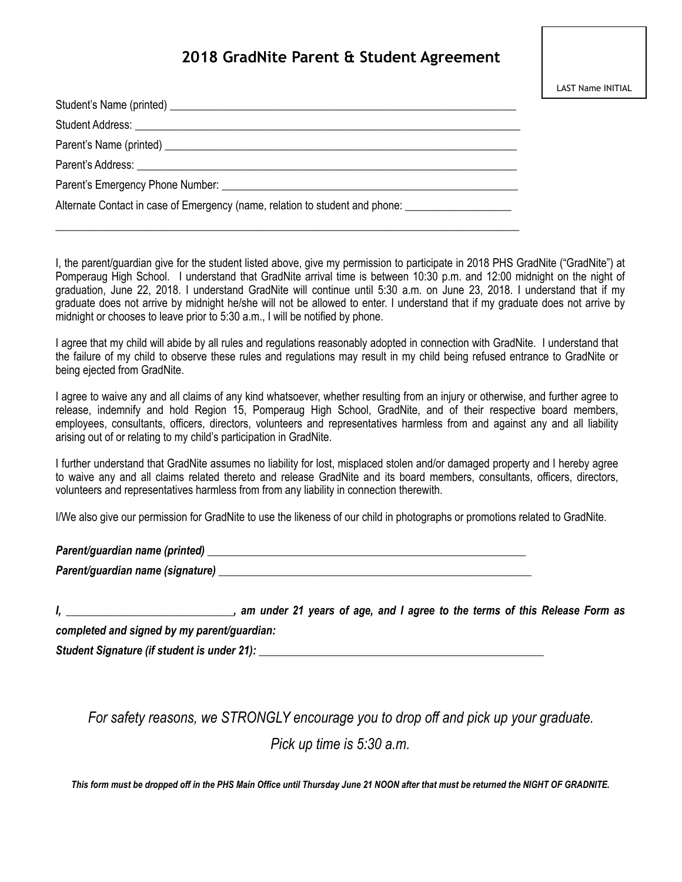# 2018 GradNite Parent & Student Agreement

LAST Name INITIAL

Student's Name (printed) ___________________________________________________________________

Student Address: ___________________________________________________________________________

Parent's Name (printed) ____________________________________________________________________

Parent's Address: __________________________________________________________________________

Parent's Emergency Phone Number: ___________________________________________________________

Alternate Contact in case of Emergency (name, relation to student and phone: ___________________

_______________________________________________________________________________________________

I, the parent/guardian give for the student listed above, give my permission to participate in 2018 PHS GradNite ("GradNite") at Pomperaug High School. I understand that GradNite arrival time is between 10:30 p.m. and 12:00 midnight on the night of graduation, June 22, 2018. I understand GradNite will continue until 5:30 a.m. on June 23, 2018. I understand that if my graduate does not arrive by midnight he/she will not be allowed to enter. I understand that if my graduate does not arrive by midnight or chooses to leave prior to 5:30 a.m., I will be notified by phone.

I agree that my child will abide by all rules and regulations reasonably adopted in connection with GradNite. I understand that the failure of my child to observe these rules and regulations may result in my child being refused entrance to GradNite or being ejected from GradNite.

I agree to waive any and all claims of any kind whatsoever, whether resulting from an injury or otherwise, and further agree to release, indemnify and hold Region 15, Pomperaug High School, GradNite, and of their respective board members, employees, consultants, officers, directors, volunteers and representatives harmless from and against any and all liability arising out of or relating to my child's participation in GradNite.

I further understand that GradNite assumes no liability for lost, misplaced stolen and/or damaged property and I hereby agree to waive any and all claims related thereto and release GradNite and its board members, consultants, officers, directors, volunteers and representatives harmless from from any liability in connection therewith.

I/We also give our permission for GradNite to use the likeness of our child in photographs or promotions related to GradNite.

***Parent/guardian name (printed)*** ___________________________________________________________

***Parent/guardian name (signature)*** _________________________________________________________

***I, ______________________________, am under 21 years of age, and I agree to the terms of this Release Form as completed and signed by my parent/guardian:***

***Student Signature (if student is under 21):*** ____________________________________________________

*For safety reasons, we STRONGLY encourage you to drop off and pick up your graduate.*

*Pick up time is 5:30 a.m.*

***This form must be dropped off in the PHS Main Office until Thursday June 21 NOON after that must be returned the NIGHT OF GRADNITE.***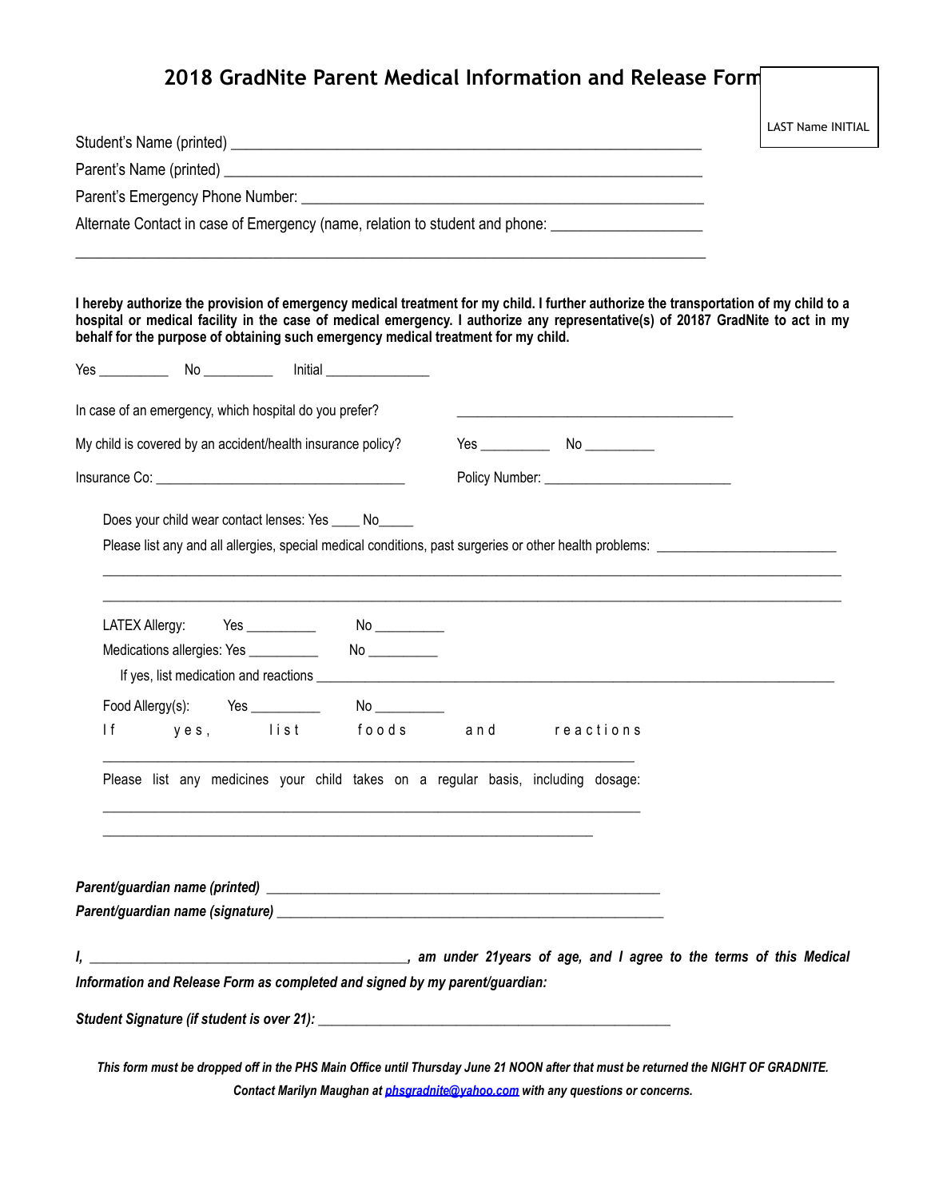# 2018 GradNite Parent Medical Information and Release Form

LAST Name INITIAL

Student's Name (printed) ______________________________________________________________

Parent's Name (printed) ______________________________________________________________

Parent's Emergency Phone Number: ______________________________________________________

Alternate Contact in case of Emergency (name, relation to student and phone: ___________________

___________________________________________________________________________________

**I hereby authorize the provision of emergency medical treatment for my child. I further authorize the transportation of my child to a hospital or medical facility in the case of medical emergency. I authorize any representative(s) of 20187 GradNite to act in my behalf for the purpose of obtaining such emergency medical treatment for my child.**

Yes __________ No __________ Initial _______________

In case of an emergency, which hospital do you prefer? ________________________________________

My child is covered by an accident/health insurance policy? Yes __________ No __________

Insurance Co: ___________________________________ Policy Number: __________________________

Does your child wear contact lenses: Yes ____ No_____

Please list any and all allergies, special medical conditions, past surgeries or other health problems: _________________________

___________________________________________________________________________________

___________________________________________________________________________________

LATEX Allergy: Yes __________ No __________

Medications allergies: Yes __________ No __________

If yes, list medication and reactions ___________________________________________________________

Food Allergy(s): Yes __________ No __________

If yes, list foods and reactions

___________________________________________________________________________________

Please list any medicines your child takes on a regular basis, including dosage:

___________________________________________________________________________________

___________________________________________________________________________________

***Parent/guardian name (printed)*** ________________________________________________________

***Parent/guardian name (signature)*** ______________________________________________________

***I, _____________________________________________, am under 21years of age, and I agree to the terms of this Medical Information and Release Form as completed and signed by my parent/guardian:***

***Student Signature (if student is over 21):*** ___________________________________________________

***This form must be dropped off in the PHS Main Office until Thursday June 21 NOON after that must be returned the NIGHT OF GRADNITE.***

***Contact Marilyn Maughan at phsgradnite@yahoo.com with any questions or concerns.***